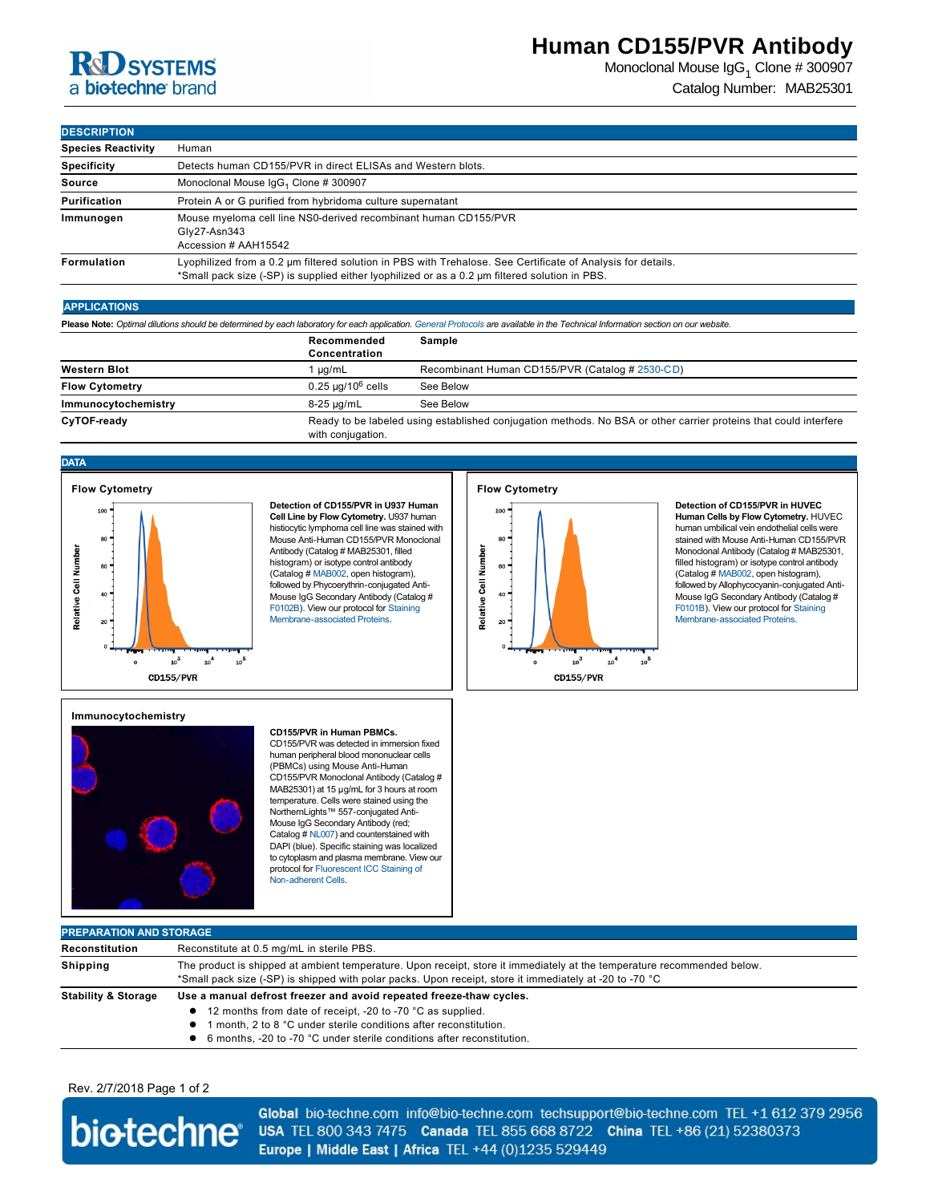# Human CD155/PVR Antibody

Monoclonal Mouse $IgG_1$ Clone # 300907

Catalog Number: MAB25301

## DESCRIPTION

| | |
|---|---|
| **Species Reactivity** | Human |
| **Specificity** | Detects human CD155/PVR in direct ELISAs and Western blots. |
| **Source** | Monoclonal Mouse $IgG_1$ Clone # 300907 |
| **Purification** | Protein A or G purified from hybridoma culture supernatant |
| **Immunogen** | Mouse myeloma cell line NS0-derived recombinant human CD155/PVR Gly27-Asn343 Accession # AAH15542 |
| **Formulation** | Lyophilized from a 0.2 μm filtered solution in PBS with Trehalose. See Certificate of Analysis for details. *Small pack size (-SP) is supplied either lyophilized or as a 0.2 μm filtered solution in PBS. |

## APPLICATIONS

**Please Note:** *Optimal dilutions should be determined by each laboratory for each application. General Protocols are available in the Technical Information section on our website.*

| | Recommended Concentration | Sample |
|---|---|---|
| **Western Blot** | 1 μg/mL | Recombinant Human CD155/PVR (Catalog # 2530-CD) |
| **Flow Cytometry** | 0.25 μg/$10^6$ cells | See Below |
| **Immunocytochemistry** | 8-25 μg/mL | See Below |
| **CyTOF-ready** | Ready to be labeled using established conjugation methods. No BSA or other carrier proteins that could interfere with conjugation. | |

## DATA

**Flow Cytometry**

**Detection of CD155/PVR in U937 Human Cell Line by Flow Cytometry.** U937 human histiocytic lymphoma cell line was stained with Mouse Anti-Human CD155/PVR Monoclonal Antibody (Catalog # MAB25301, filled histogram) or isotype control antibody (Catalog # MAB002, open histogram), followed by Phycoerythrin-conjugated Anti-Mouse IgG Secondary Antibody (Catalog # F0102B). View our protocol for Staining Membrane-associated Proteins.

**Flow Cytometry**

**Detection of CD155/PVR in HUVEC Human Cells by Flow Cytometry.** HUVEC human umbilical vein endothelial cells were stained with Mouse Anti-Human CD155/PVR Monoclonal Antibody (Catalog # MAB25301, filled histogram) or isotype control antibody (Catalog # MAB002, open histogram), followed by Allophycocyanin-conjugated Anti-Mouse IgG Secondary Antibody (Catalog # F0101B). View our protocol for Staining Membrane-associated Proteins.

**Immunocytochemistry**

**CD155/PVR in Human PBMCs.** CD155/PVR was detected in immersion fixed human peripheral blood mononuclear cells (PBMCs) using Mouse Anti-Human CD155/PVR Monoclonal Antibody (Catalog # MAB25301) at 15 µg/mL for 3 hours at room temperature. Cells were stained using the NorthernLights™ 557-conjugated Anti-Mouse IgG Secondary Antibody (red; Catalog # NL007) and counterstained with DAPI (blue). Specific staining was localized to cytoplasm and plasma membrane. View our protocol for Fluorescent ICC Staining of Non-adherent Cells.

## PREPARATION AND STORAGE

| | |
|---|---|
| **Reconstitution** | Reconstitute at 0.5 mg/mL in sterile PBS. |
| **Shipping** | The product is shipped at ambient temperature. Upon receipt, store it immediately at the temperature recommended below. *Small pack size (-SP) is shipped with polar packs. Upon receipt, store it immediately at -20 to -70 °C |
| **Stability & Storage** | **Use a manual defrost freezer and avoid repeated freeze-thaw cycles.** • 12 months from date of receipt, -20 to -70 °C as supplied. • 1 month, 2 to 8 °C under sterile conditions after reconstitution. • 6 months, -20 to -70 °C under sterile conditions after reconstitution. |

Rev. 2/7/2018

**Global** bio-techne.com info@bio-techne.com techsupport@bio-techne.com TEL +1 612 379 2956
**USA** TEL 800 343 7475 **Canada** TEL 855 668 8722 **China** TEL +86 (21) 52380373
**Europe | Middle East | Africa** TEL +44 (0)1235 529449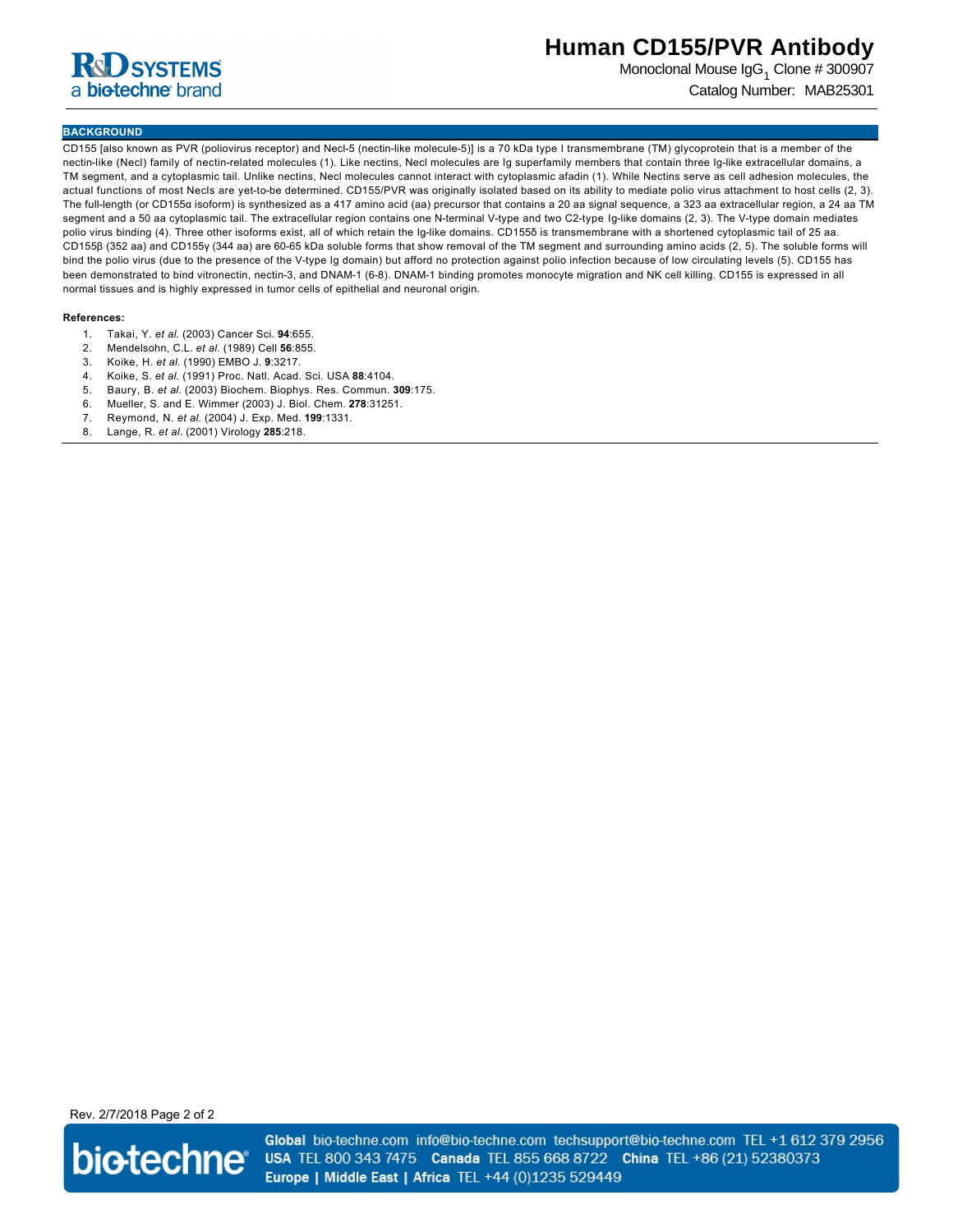# Human CD155/PVR Antibody

Monoclonal Mouse $IgG_1$ Clone # 300907

Catalog Number: MAB25301

## BACKGROUND

CD155 [also known as PVR (poliovirus receptor) and Necl-5 (nectin-like molecule-5)] is a 70 kDa type I transmembrane (TM) glycoprotein that is a member of the nectin-like (Necl) family of nectin-related molecules (1). Like nectins, Necl molecules are Ig superfamily members that contain three Ig-like extracellular domains, a TM segment, and a cytoplasmic tail. Unlike nectins, Necl molecules cannot interact with cytoplasmic afadin (1). While Nectins serve as cell adhesion molecules, the actual functions of most Necls are yet-to-be determined. CD155/PVR was originally isolated based on its ability to mediate polio virus attachment to host cells (2, 3). The full-length (or CD155α isoform) is synthesized as a 417 amino acid (aa) precursor that contains a 20 aa signal sequence, a 323 aa extracellular region, a 24 aa TM segment and a 50 aa cytoplasmic tail. The extracellular region contains one N-terminal V-type and two C2-type Ig-like domains (2, 3). The V-type domain mediates polio virus binding (4). Three other isoforms exist, all of which retain the Ig-like domains. CD155δ is transmembrane with a shortened cytoplasmic tail of 25 aa. CD155β (352 aa) and CD155γ (344 aa) are 60-65 kDa soluble forms that show removal of the TM segment and surrounding amino acids (2, 5). The soluble forms will bind the polio virus (due to the presence of the V-type Ig domain) but afford no protection against polio infection because of low circulating levels (5). CD155 has been demonstrated to bind vitronectin, nectin-3, and DNAM-1 (6-8). DNAM-1 binding promotes monocyte migration and NK cell killing. CD155 is expressed in all normal tissues and is highly expressed in tumor cells of epithelial and neuronal origin.

**References:**

1. Takai, Y. *et al.* (2003) Cancer Sci. **94**:655.
2. Mendelsohn, C.L. *et al.* (1989) Cell **56**:855.
3. Koike, H. *et al.* (1990) EMBO J. **9**:3217.
4. Koike, S. *et al.* (1991) Proc. Natl. Acad. Sci. USA **88**:4104.
5. Baury, B. *et al.* (2003) Biochem. Biophys. Res. Commun. **309**:175.
6. Mueller, S. and E. Wimmer (2003) J. Biol. Chem. **278**:31251.
7. Reymond, N. *et al.* (2004) J. Exp. Med. **199**:1331.
8. Lange, R. *et al.* (2001) Virology **285**:218.

Rev. 2/7/2018

**Global** bio-techne.com info@bio-techne.com techsupport@bio-techne.com TEL +1 612 379 2956
**USA** TEL 800 343 7475 **Canada** TEL 855 668 8722 **China** TEL +86 (21) 52380373
**Europe | Middle East | Africa** TEL +44 (0)1235 529449